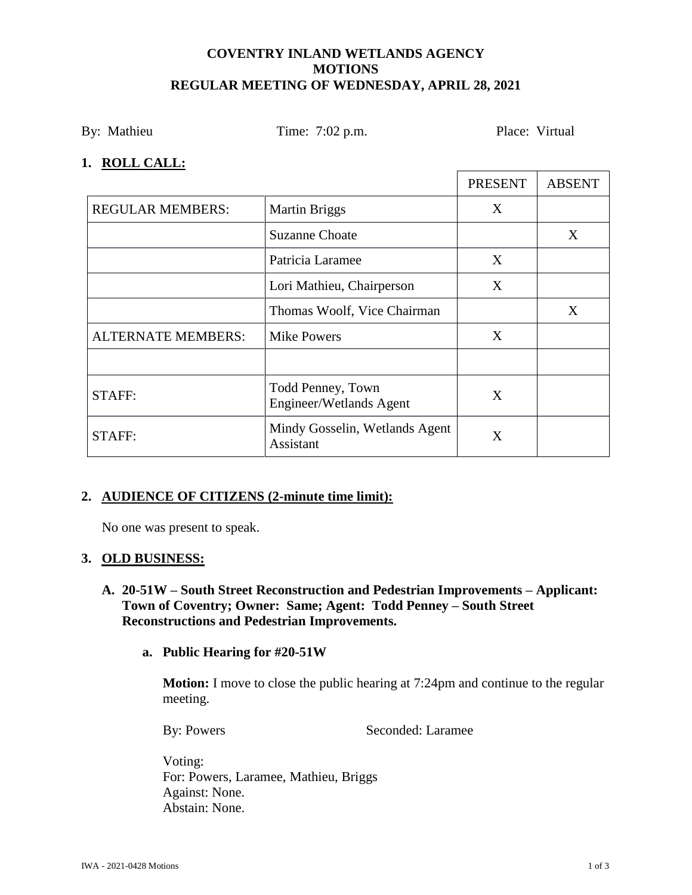**COVENTRY INLAND WETLANDS AGENCY**
**MOTIONS**
**REGULAR MEETING OF WEDNESDAY, APRIL 28, 2021**

By: Mathieu    Time: 7:02 p.m.    Place: Virtual

## 1. ROLL CALL:

| | | PRESENT | ABSENT |
|---|---|---|---|
| REGULAR MEMBERS: | Martin Briggs | X | |
| | Suzanne Choate | | X |
| | Patricia Laramee | X | |
| | Lori Mathieu, Chairperson | X | |
| | Thomas Woolf, Vice Chairman | | X |
| ALTERNATE MEMBERS: | Mike Powers | X | |
| | | | |
| STAFF: | Todd Penney, Town Engineer/Wetlands Agent | X | |
| STAFF: | Mindy Gosselin, Wetlands Agent Assistant | X | |

## 2. AUDIENCE OF CITIZENS (2-minute time limit):

No one was present to speak.

## 3. OLD BUSINESS:

### A. 20-51W – South Street Reconstruction and Pedestrian Improvements – Applicant: Town of Coventry; Owner: Same; Agent: Todd Penney – South Street Reconstructions and Pedestrian Improvements.

#### a. Public Hearing for #20-51W

**Motion:** I move to close the public hearing at 7:24pm and continue to the regular meeting.

By: Powers    Seconded: Laramee

Voting:
For: Powers, Laramee, Mathieu, Briggs
Against: None.
Abstain: None.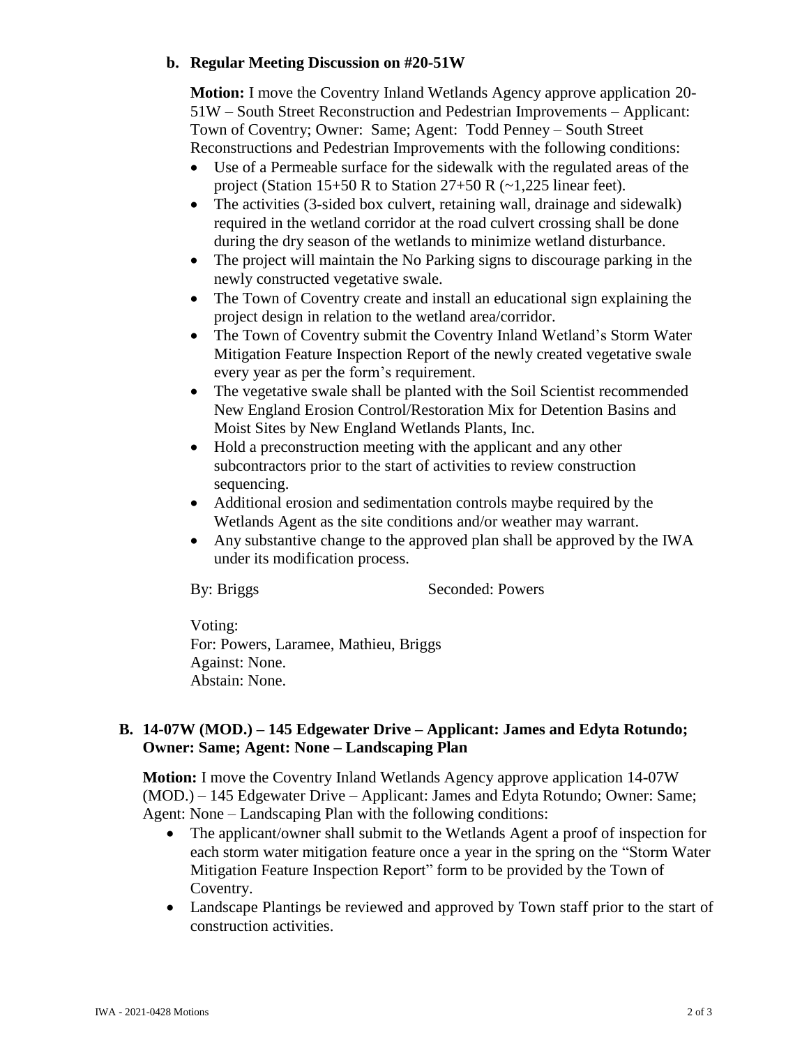### b. Regular Meeting Discussion on #20-51W

**Motion:** I move the Coventry Inland Wetlands Agency approve application 20-51W – South Street Reconstruction and Pedestrian Improvements – Applicant: Town of Coventry; Owner: Same; Agent: Todd Penney – South Street Reconstructions and Pedestrian Improvements with the following conditions:

- Use of a Permeable surface for the sidewalk with the regulated areas of the project (Station 15+50 R to Station 27+50 R (~1,225 linear feet).
- The activities (3-sided box culvert, retaining wall, drainage and sidewalk) required in the wetland corridor at the road culvert crossing shall be done during the dry season of the wetlands to minimize wetland disturbance.
- The project will maintain the No Parking signs to discourage parking in the newly constructed vegetative swale.
- The Town of Coventry create and install an educational sign explaining the project design in relation to the wetland area/corridor.
- The Town of Coventry submit the Coventry Inland Wetland's Storm Water Mitigation Feature Inspection Report of the newly created vegetative swale every year as per the form's requirement.
- The vegetative swale shall be planted with the Soil Scientist recommended New England Erosion Control/Restoration Mix for Detention Basins and Moist Sites by New England Wetlands Plants, Inc.
- Hold a preconstruction meeting with the applicant and any other subcontractors prior to the start of activities to review construction sequencing.
- Additional erosion and sedimentation controls maybe required by the Wetlands Agent as the site conditions and/or weather may warrant.
- Any substantive change to the approved plan shall be approved by the IWA under its modification process.

By: Briggs Seconded: Powers

Voting:
For: Powers, Laramee, Mathieu, Briggs
Against: None.
Abstain: None.

## B. 14-07W (MOD.) – 145 Edgewater Drive – Applicant: James and Edyta Rotundo; Owner: Same; Agent: None – Landscaping Plan

**Motion:** I move the Coventry Inland Wetlands Agency approve application 14-07W (MOD.) – 145 Edgewater Drive – Applicant: James and Edyta Rotundo; Owner: Same; Agent: None – Landscaping Plan with the following conditions:

- The applicant/owner shall submit to the Wetlands Agent a proof of inspection for each storm water mitigation feature once a year in the spring on the "Storm Water Mitigation Feature Inspection Report" form to be provided by the Town of Coventry.
- Landscape Plantings be reviewed and approved by Town staff prior to the start of construction activities.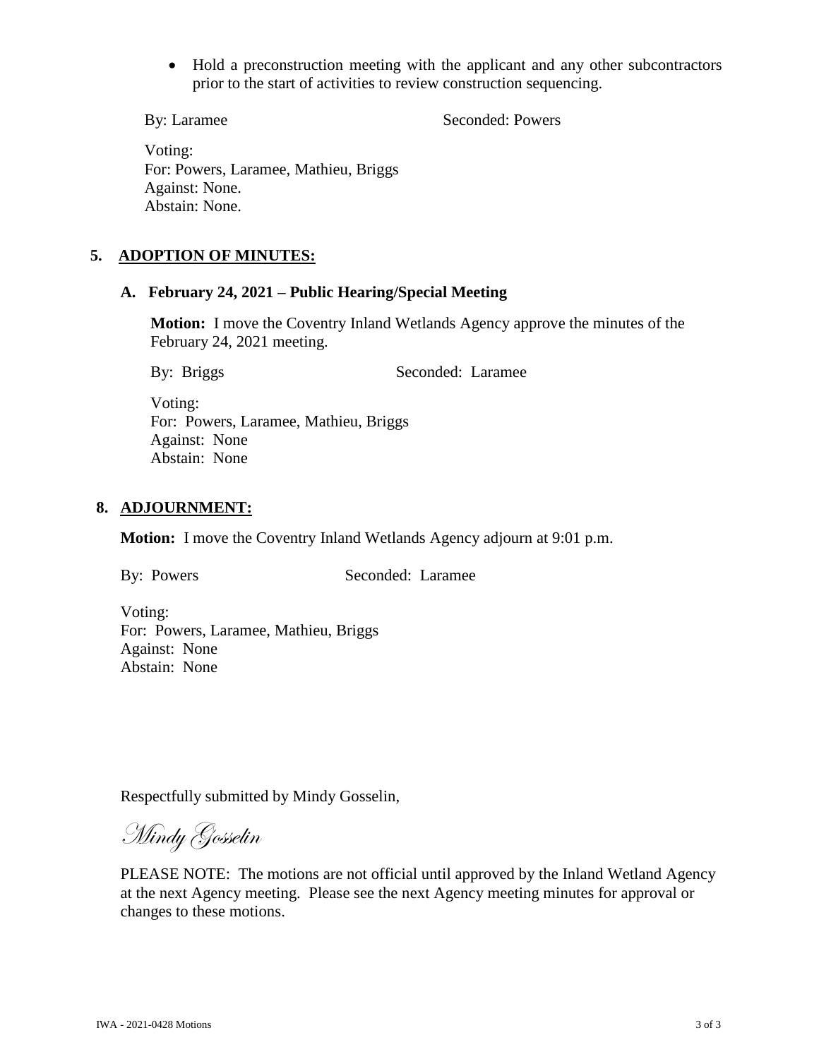- Hold a preconstruction meeting with the applicant and any other subcontractors prior to the start of activities to review construction sequencing.

By: Laramee  Seconded: Powers

Voting:
For: Powers, Laramee, Mathieu, Briggs
Against: None.
Abstain: None.

## 5. ADOPTION OF MINUTES:

### A. February 24, 2021 – Public Hearing/Special Meeting

**Motion:** I move the Coventry Inland Wetlands Agency approve the minutes of the February 24, 2021 meeting.

By: Briggs  Seconded: Laramee

Voting:
For: Powers, Laramee, Mathieu, Briggs
Against: None
Abstain: None

## 8. ADJOURNMENT:

**Motion:** I move the Coventry Inland Wetlands Agency adjourn at 9:01 p.m.

By: Powers  Seconded: Laramee

Voting:
For: Powers, Laramee, Mathieu, Briggs
Against: None
Abstain: None

Respectfully submitted by Mindy Gosselin,

*Mindy Gosselin*

PLEASE NOTE: The motions are not official until approved by the Inland Wetland Agency at the next Agency meeting. Please see the next Agency meeting minutes for approval or changes to these motions.